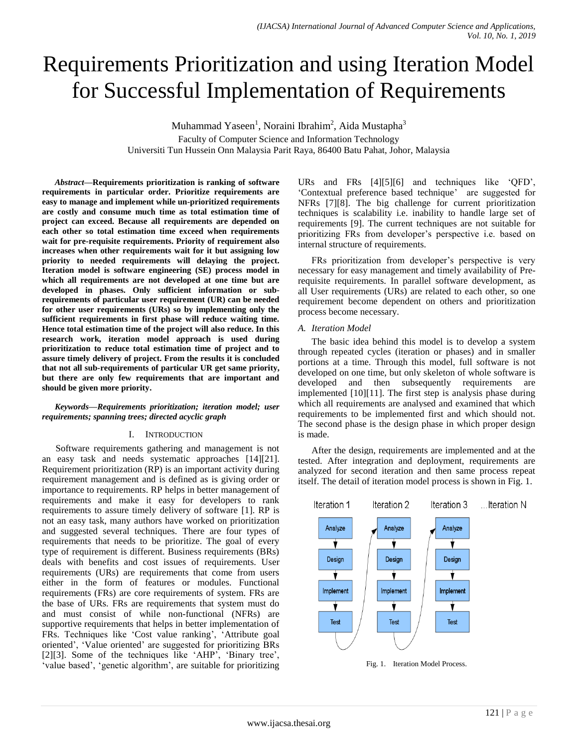# Requirements Prioritization and using Iteration Model for Successful Implementation of Requirements

Muhammad Yaseen[1], Noraini Ibrahim[2], Aida Mustapha[3]

Faculty of Computer Science and Information Technology
Universiti Tun Hussein Onn Malaysia Parit Raya, 86400 Batu Pahat, Johor, Malaysia

***Abstract*—Requirements prioritization is ranking of software requirements in particular order. Prioritize requirements are easy to manage and implement while un-prioritized requirements are costly and consume much time as total estimation time of project can exceed. Because all requirements are depended on each other so total estimation time exceed when requirements wait for pre-requisite requirements. Priority of requirement also increases when other requirements wait for it but assigning low priority to needed requirements will delaying the project. Iteration model is software engineering (SE) process model in which all requirements are not developed at one time but are developed in phases. Only sufficient information or sub-requirements of particular user requirement (UR) can be needed for other user requirements (URs) so by implementing only the sufficient requirements in first phase will reduce waiting time. Hence total estimation time of the project will also reduce. In this research work, iteration model approach is used during prioritization to reduce total estimation time of project and to assure timely delivery of project. From the results it is concluded that not all sub-requirements of particular UR get same priority, but there are only few requirements that are important and should be given more priority.**

***Keywords*—*Requirements prioritization; iteration model; user requirements; spanning trees; directed acyclic graph***

## I. Introduction

Software requirements gathering and management is not an easy task and needs systematic approaches [14][21]. Requirement prioritization (RP) is an important activity during requirement management and is defined as is giving order or importance to requirements. RP helps in better management of requirements and make it easy for developers to rank requirements to assure timely delivery of software [1]. RP is not an easy task, many authors have worked on prioritization and suggested several techniques. There are four types of requirements that needs to be prioritize. The goal of every type of requirement is different. Business requirements (BRs) deals with benefits and cost issues of requirements. User requirements (URs) are requirements that come from users either in the form of features or modules. Functional requirements (FRs) are core requirements of system. FRs are the base of URs. FRs are requirements that system must do and must consist of while non-functional (NFRs) are supportive requirements that helps in better implementation of FRs. Techniques like 'Cost value ranking', 'Attribute goal oriented', 'Value oriented' are suggested for prioritizing BRs [2][3]. Some of the techniques like 'AHP', 'Binary tree', 'value based', 'genetic algorithm', are suitable for prioritizing URs and FRs [4][5][6] and techniques like 'QFD', 'Contextual preference based technique' are suggested for NFRs [7][8]. The big challenge for current prioritization techniques is scalability i.e. inability to handle large set of requirements [9]. The current techniques are not suitable for prioritizing FRs from developer's perspective i.e. based on internal structure of requirements.

FRs prioritization from developer's perspective is very necessary for easy management and timely availability of Pre-requisite requirements. In parallel software development, as all User requirements (URs) are related to each other, so one requirement become dependent on others and prioritization process become necessary.

### *A. Iteration Model*

The basic idea behind this model is to develop a system through repeated cycles (iteration or phases) and in smaller portions at a time. Through this model, full software is not developed on one time, but only skeleton of whole software is developed and then subsequently requirements are implemented [10][11]. The first step is analysis phase during which all requirements are analysed and examined that which requirements to be implemented first and which should not. The second phase is the design phase in which proper design is made.

After the design, requirements are implemented and at the tested. After integration and deployment, requirements are analyzed for second iteration and then same process repeat itself. The detail of iteration model process is shown in Fig. 1.

Fig. 1. Iteration Model Process.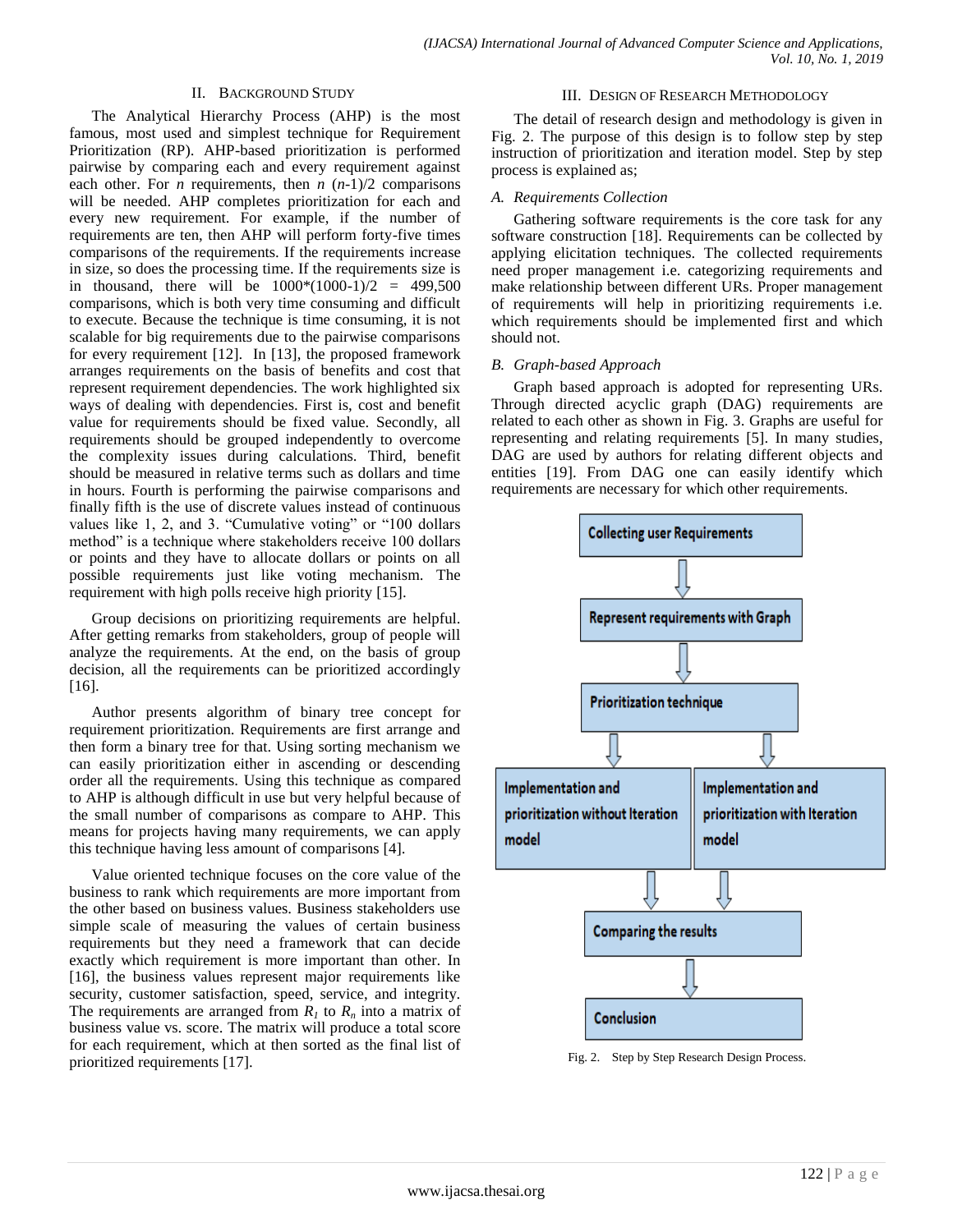## II. Background Study

The Analytical Hierarchy Process (AHP) is the most famous, most used and simplest technique for Requirement Prioritization (RP). AHP-based prioritization is performed pairwise by comparing each and every requirement against each other. For *n* requirements, then *n* (*n*-1)/2 comparisons will be needed. AHP completes prioritization for each and every new requirement. For example, if the number of requirements are ten, then AHP will perform forty-five times comparisons of the requirements. If the requirements increase in size, so does the processing time. If the requirements size is in thousand, there will be 1000*(1000-1)/2 = 499,500 comparisons, which is both very time consuming and difficult to execute. Because the technique is time consuming, it is not scalable for big requirements due to the pairwise comparisons for every requirement [12]. In [13], the proposed framework arranges requirements on the basis of benefits and cost that represent requirement dependencies. The work highlighted six ways of dealing with dependencies. First is, cost and benefit value for requirements should be fixed value. Secondly, all requirements should be grouped independently to overcome the complexity issues during calculations. Third, benefit should be measured in relative terms such as dollars and time in hours. Fourth is performing the pairwise comparisons and finally fifth is the use of discrete values instead of continuous values like 1, 2, and 3. "Cumulative voting" or "100 dollars method" is a technique where stakeholders receive 100 dollars or points and they have to allocate dollars or points on all possible requirements just like voting mechanism. The requirement with high polls receive high priority [15].

Group decisions on prioritizing requirements are helpful. After getting remarks from stakeholders, group of people will analyze the requirements. At the end, on the basis of group decision, all the requirements can be prioritized accordingly [16].

Author presents algorithm of binary tree concept for requirement prioritization. Requirements are first arrange and then form a binary tree for that. Using sorting mechanism we can easily prioritization either in ascending or descending order all the requirements. Using this technique as compared to AHP is although difficult in use but very helpful because of the small number of comparisons as compare to AHP. This means for projects having many requirements, we can apply this technique having less amount of comparisons [4].

Value oriented technique focuses on the core value of the business to rank which requirements are more important from the other based on business values. Business stakeholders use simple scale of measuring the values of certain business requirements but they need a framework that can decide exactly which requirement is more important than other. In [16], the business values represent major requirements like security, customer satisfaction, speed, service, and integrity. The requirements are arranged from $R_1$ to $R_n$ into a matrix of business value vs. score. The matrix will produce a total score for each requirement, which at then sorted as the final list of prioritized requirements [17].

## III. Design of Research Methodology

The detail of research design and methodology is given in Fig. 2. The purpose of this design is to follow step by step instruction of prioritization and iteration model. Step by step process is explained as;

### A. Requirements Collection

Gathering software requirements is the core task for any software construction [18]. Requirements can be collected by applying elicitation techniques. The collected requirements need proper management i.e. categorizing requirements and make relationship between different URs. Proper management of requirements will help in prioritizing requirements i.e. which requirements should be implemented first and which should not.

### B. Graph-based Approach

Graph based approach is adopted for representing URs. Through directed acyclic graph (DAG) requirements are related to each other as shown in Fig. 3. Graphs are useful for representing and relating requirements [5]. In many studies, DAG are used by authors for relating different objects and entities [19]. From DAG one can easily identify which requirements are necessary for which other requirements.

Collecting user Requirements → Represent requirements with Graph → Prioritization technique → Implementation and prioritization without Iteration model / Implementation and prioritization with Iteration model → Comparing the results → Conclusion

Fig. 2. Step by Step Research Design Process.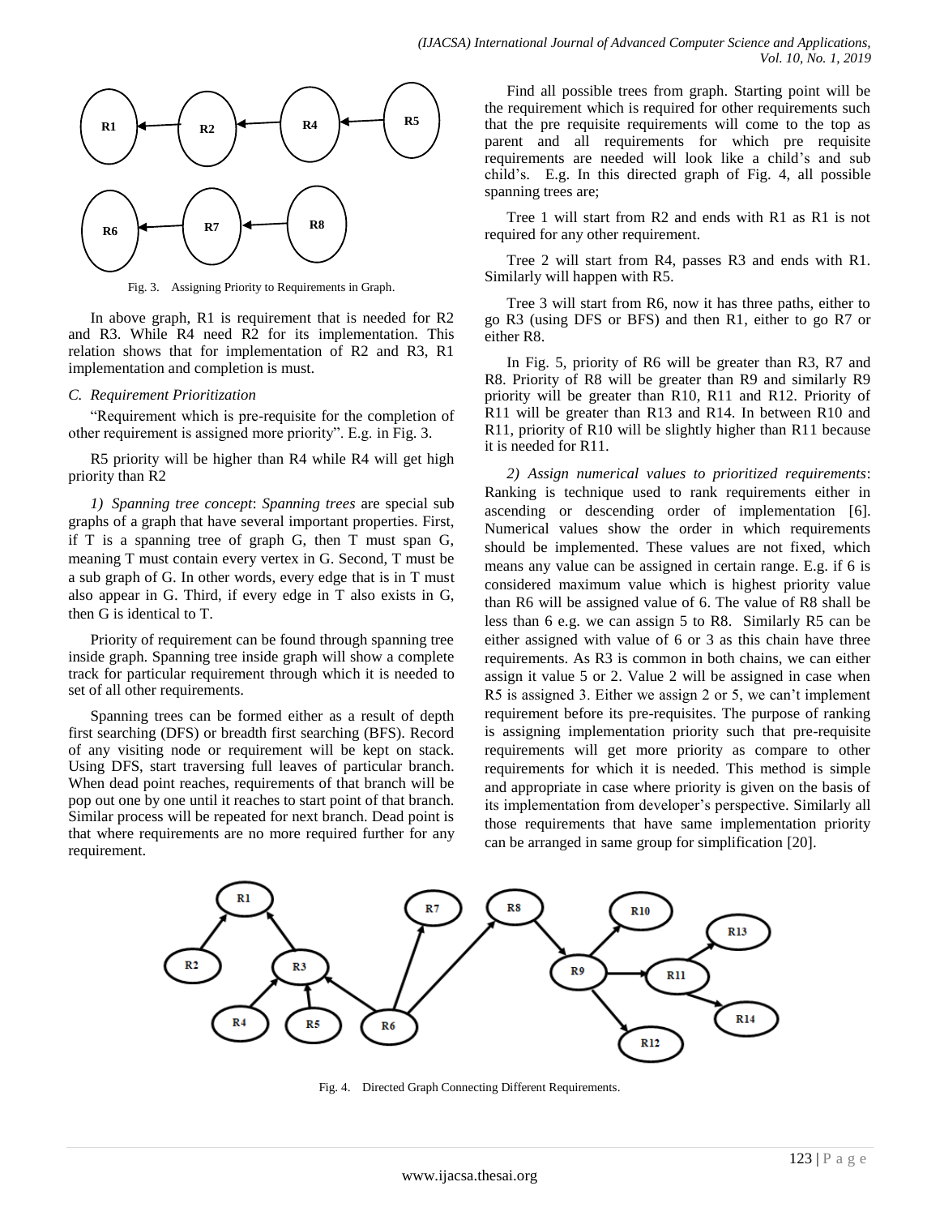Fig. 3. Assigning Priority to Requirements in Graph.

In above graph, R1 is requirement that is needed for R2 and R3. While R4 need R2 for its implementation. This relation shows that for implementation of R2 and R3, R1 implementation and completion is must.

### C. Requirement Prioritization

"Requirement which is pre-requisite for the completion of other requirement is assigned more priority". E.g. in Fig. 3.

R5 priority will be higher than R4 while R4 will get high priority than R2

*1) Spanning tree concept*: *Spanning trees* are special sub graphs of a graph that have several important properties. First, if T is a spanning tree of graph G, then T must span G, meaning T must contain every vertex in G. Second, T must be a sub graph of G. In other words, every edge that is in T must also appear in G. Third, if every edge in T also exists in G, then G is identical to T.

Priority of requirement can be found through spanning tree inside graph. Spanning tree inside graph will show a complete track for particular requirement through which it is needed to set of all other requirements.

Spanning trees can be formed either as a result of depth first searching (DFS) or breadth first searching (BFS). Record of any visiting node or requirement will be kept on stack. Using DFS, start traversing full leaves of particular branch. When dead point reaches, requirements of that branch will be pop out one by one until it reaches to start point of that branch. Similar process will be repeated for next branch. Dead point is that where requirements are no more required further for any requirement.

Find all possible trees from graph. Starting point will be the requirement which is required for other requirements such that the pre requisite requirements will come to the top as parent and all requirements for which pre requisite requirements are needed will look like a child's and sub child's. E.g. In this directed graph of Fig. 4, all possible spanning trees are;

Tree 1 will start from R2 and ends with R1 as R1 is not required for any other requirement.

Tree 2 will start from R4, passes R3 and ends with R1. Similarly will happen with R5.

Tree 3 will start from R6, now it has three paths, either to go R3 (using DFS or BFS) and then R1, either to go R7 or either R8.

In Fig. 5, priority of R6 will be greater than R3, R7 and R8. Priority of R8 will be greater than R9 and similarly R9 priority will be greater than R10, R11 and R12. Priority of R11 will be greater than R13 and R14. In between R10 and R11, priority of R10 will be slightly higher than R11 because it is needed for R11.

*2) Assign numerical values to prioritized requirements*: Ranking is technique used to rank requirements either in ascending or descending order of implementation [6]. Numerical values show the order in which requirements should be implemented. These values are not fixed, which means any value can be assigned in certain range. E.g. if 6 is considered maximum value which is highest priority value than R6 will be assigned value of 6. The value of R8 shall be less than 6 e.g. we can assign 5 to R8. Similarly R5 can be either assigned with value of 6 or 3 as this chain have three requirements. As R3 is common in both chains, we can either assign it value 5 or 2. Value 2 will be assigned in case when R5 is assigned 3. Either we assign 2 or 5, we can't implement requirement before its pre-requisites. The purpose of ranking is assigning implementation priority such that pre-requisite requirements will get more priority as compare to other requirements for which it is needed. This method is simple and appropriate in case where priority is given on the basis of its implementation from developer's perspective. Similarly all those requirements that have same implementation priority can be arranged in same group for simplification [20].

Fig. 4. Directed Graph Connecting Different Requirements.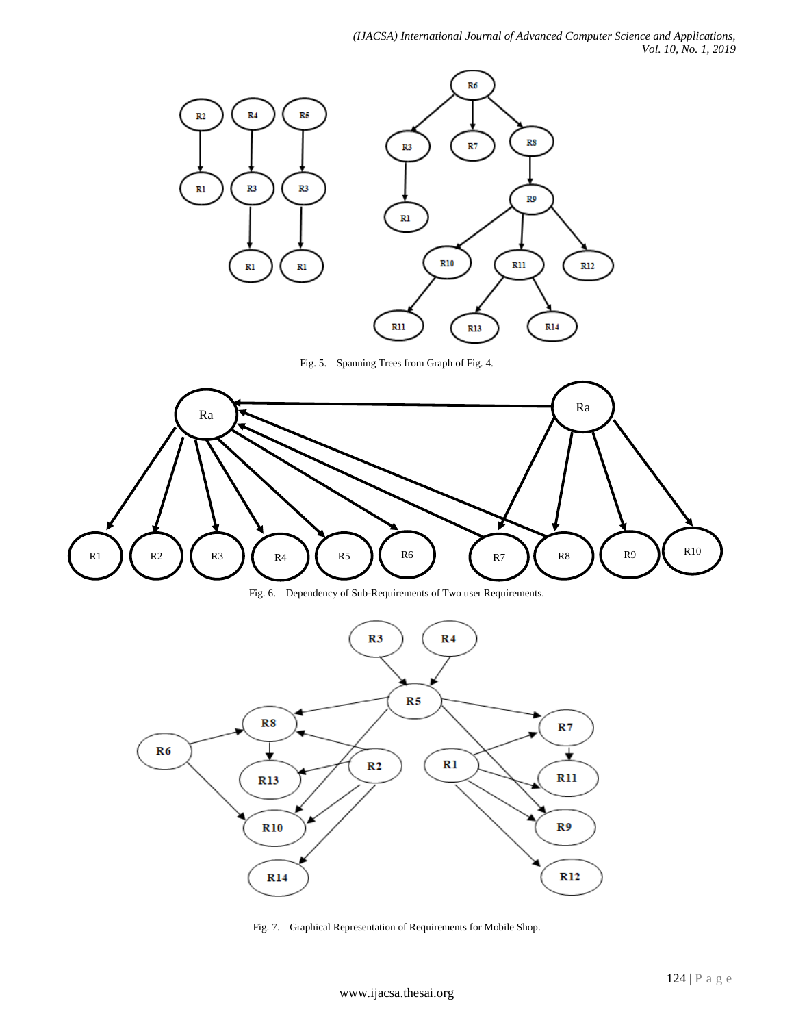Fig. 5. Spanning Trees from Graph of Fig. 4.

Fig. 6. Dependency of Sub-Requirements of Two user Requirements.

Fig. 7. Graphical Representation of Requirements for Mobile Shop.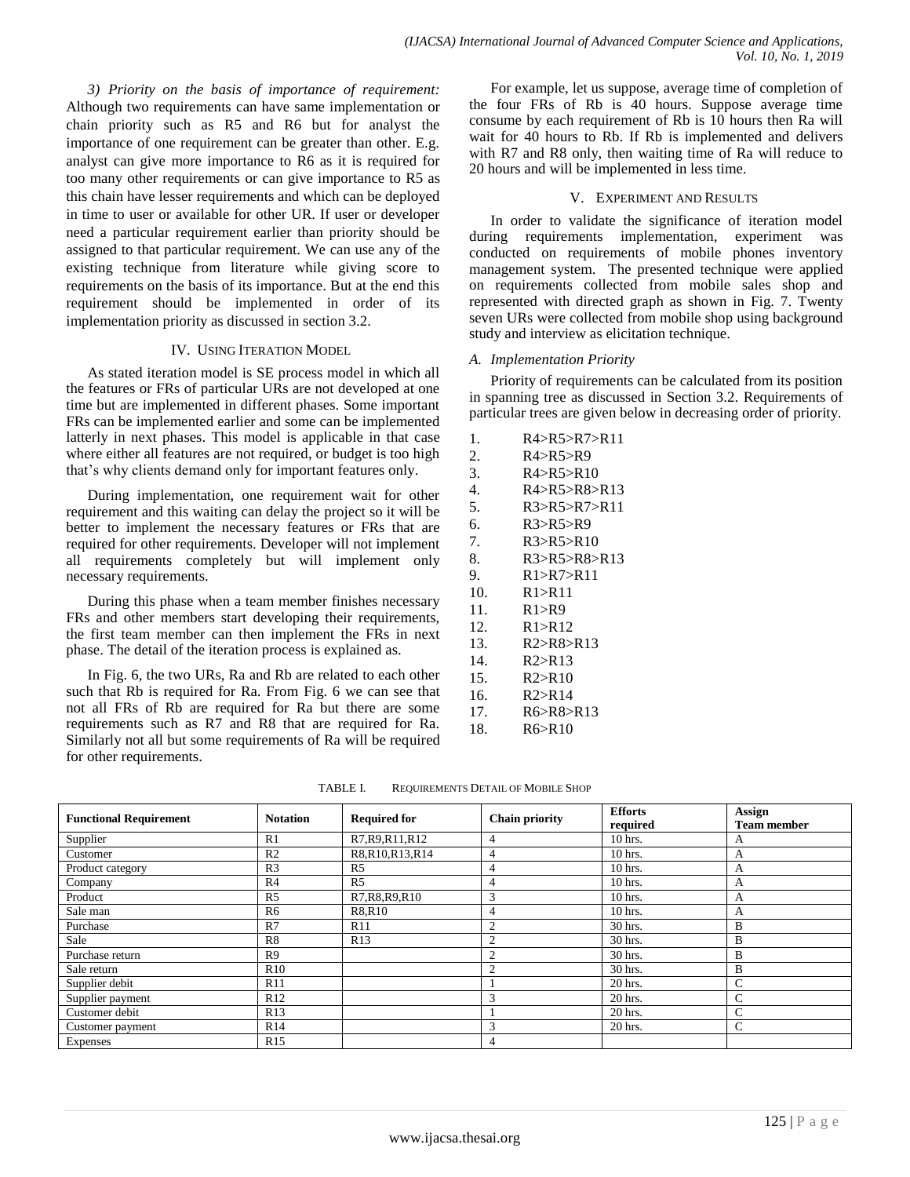*3) Priority on the basis of importance of requirement:* Although two requirements can have same implementation or chain priority such as R5 and R6 but for analyst the importance of one requirement can be greater than other. E.g. analyst can give more importance to R6 as it is required for too many other requirements or can give importance to R5 as this chain have lesser requirements and which can be deployed in time to user or available for other UR. If user or developer need a particular requirement earlier than priority should be assigned to that particular requirement. We can use any of the existing technique from literature while giving score to requirements on the basis of its importance. But at the end this requirement should be implemented in order of its implementation priority as discussed in section 3.2.

## IV. Using Iteration Model

As stated iteration model is SE process model in which all the features or FRs of particular URs are not developed at one time but are implemented in different phases. Some important FRs can be implemented earlier and some can be implemented latterly in next phases. This model is applicable in that case where either all features are not required, or budget is too high that's why clients demand only for important features only.

During implementation, one requirement wait for other requirement and this waiting can delay the project so it will be better to implement the necessary features or FRs that are required for other requirements. Developer will not implement all requirements completely but will implement only necessary requirements.

During this phase when a team member finishes necessary FRs and other members start developing their requirements, the first team member can then implement the FRs in next phase. The detail of the iteration process is explained as.

In Fig. 6, the two URs, Ra and Rb are related to each other such that Rb is required for Ra. From Fig. 6 we can see that not all FRs of Rb are required for Ra but there are some requirements such as R7 and R8 that are required for Ra. Similarly not all but some requirements of Ra will be required for other requirements.

For example, let us suppose, average time of completion of the four FRs of Rb is 40 hours. Suppose average time consume by each requirement of Rb is 10 hours then Ra will wait for 40 hours to Rb. If Rb is implemented and delivers with R7 and R8 only, then waiting time of Ra will reduce to 20 hours and will be implemented in less time.

## V. Experiment and Results

In order to validate the significance of iteration model during requirements implementation, experiment was conducted on requirements of mobile phones inventory management system. The presented technique were applied on requirements collected from mobile sales shop and represented with directed graph as shown in Fig. 7. Twenty seven URs were collected from mobile shop using background study and interview as elicitation technique.

### A. Implementation Priority

Priority of requirements can be calculated from its position in spanning tree as discussed in Section 3.2. Requirements of particular trees are given below in decreasing order of priority.

1. R4>R5>R7>R11
2. R4>R5>R9
3. R4>R5>R10
4. R4>R5>R8>R13
5. R3>R5>R7>R11
6. R3>R5>R9
7. R3>R5>R10
8. R3>R5>R8>R13
9. R1>R7>R11
10. R1>R11
11. R1>R9
12. R1>R12
13. R2>R8>R13
14. R2>R13
15. R2>R10
16. R2>R14
17. R6>R8>R13
18. R6>R10

TABLE I. Requirements Detail of Mobile Shop

| Functional Requirement | Notation | Required for | Chain priority | Efforts required | Assign Team member |
|---|---|---|---|---|---|
| Supplier | R1 | R7,R9,R11,R12 | 4 | 10 hrs. | A |
| Customer | R2 | R8,R10,R13,R14 | 4 | 10 hrs. | A |
| Product category | R3 | R5 | 4 | 10 hrs. | A |
| Company | R4 | R5 | 4 | 10 hrs. | A |
| Product | R5 | R7,R8,R9,R10 | 3 | 10 hrs. | A |
| Sale man | R6 | R8,R10 | 4 | 10 hrs. | A |
| Purchase | R7 | R11 | 2 | 30 hrs. | B |
| Sale | R8 | R13 | 2 | 30 hrs. | B |
| Purchase return | R9 | | 2 | 30 hrs. | B |
| Sale return | R10 | | 2 | 30 hrs. | B |
| Supplier debit | R11 | | 1 | 20 hrs. | C |
| Supplier payment | R12 | | 3 | 20 hrs. | C |
| Customer debit | R13 | | 1 | 20 hrs. | C |
| Customer payment | R14 | | 3 | 20 hrs. | C |
| Expenses | R15 | | 4 | | |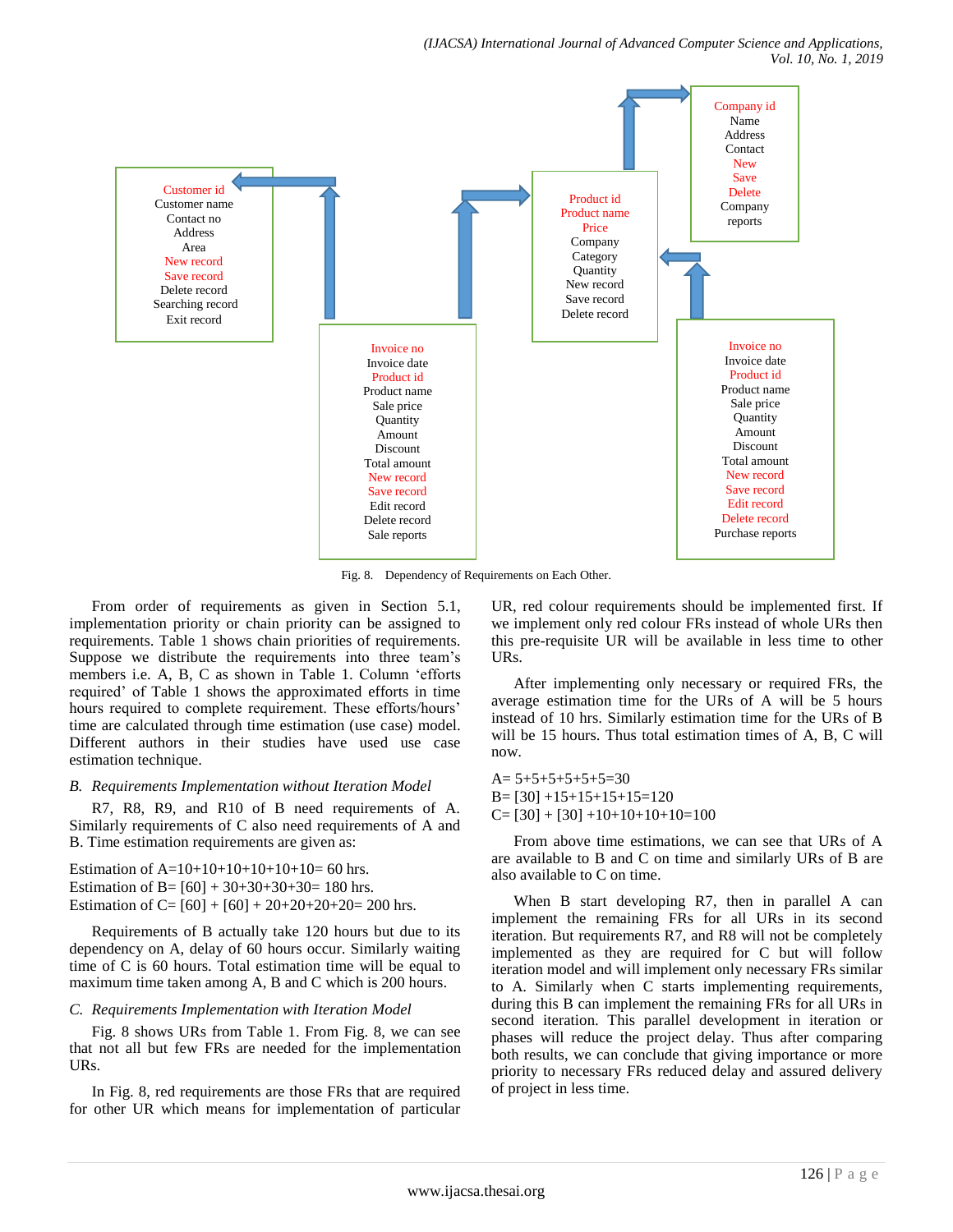Fig. 8. Dependency of Requirements on Each Other.

From order of requirements as given in Section 5.1, implementation priority or chain priority can be assigned to requirements. Table 1 shows chain priorities of requirements. Suppose we distribute the requirements into three team's members i.e. A, B, C as shown in Table 1. Column 'efforts required' of Table 1 shows the approximated efforts in time hours required to complete requirement. These efforts/hours' time are calculated through time estimation (use case) model. Different authors in their studies have used use case estimation technique.

### *B. Requirements Implementation without Iteration Model*

R7, R8, R9, and R10 of B need requirements of A. Similarly requirements of C also need requirements of A and B. Time estimation requirements are given as:

Estimation of A=10+10+10+10+10+10= 60 hrs.
Estimation of B= [60] + 30+30+30+30= 180 hrs.
Estimation of C= [60] + [60] + 20+20+20+20= 200 hrs.

Requirements of B actually take 120 hours but due to its dependency on A, delay of 60 hours occur. Similarly waiting time of C is 60 hours. Total estimation time will be equal to maximum time taken among A, B and C which is 200 hours.

### *C. Requirements Implementation with Iteration Model*

Fig. 8 shows URs from Table 1. From Fig. 8, we can see that not all but few FRs are needed for the implementation URs.

In Fig. 8, red requirements are those FRs that are required for other UR which means for implementation of particular UR, red colour requirements should be implemented first. If we implement only red colour FRs instead of whole URs then this pre-requisite UR will be available in less time to other URs.

After implementing only necessary or required FRs, the average estimation time for the URs of A will be 5 hours instead of 10 hrs. Similarly estimation time for the URs of B will be 15 hours. Thus total estimation times of A, B, C will now.

A= 5+5+5+5+5+5=30
B= [30] +15+15+15+15=120
C= [30] + [30] +10+10+10+10=100

From above time estimations, we can see that URs of A are available to B and C on time and similarly URs of B are also available to C on time.

When B start developing R7, then in parallel A can implement the remaining FRs for all URs in its second iteration. But requirements R7, and R8 will not be completely implemented as they are required for C but will follow iteration model and will implement only necessary FRs similar to A. Similarly when C starts implementing requirements, during this B can implement the remaining FRs for all URs in second iteration. This parallel development in iteration or phases will reduce the project delay. Thus after comparing both results, we can conclude that giving importance or more priority to necessary FRs reduced delay and assured delivery of project in less time.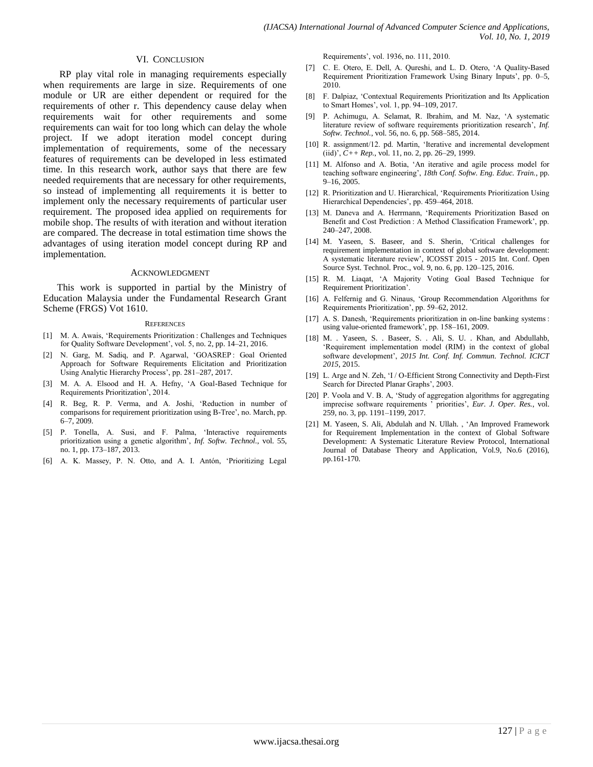## VI. Conclusion

RP play vital role in managing requirements especially when requirements are large in size. Requirements of one module or UR are either dependent or required for the requirements of other r. This dependency cause delay when requirements wait for other requirements and some requirements can wait for too long which can delay the whole project. If we adopt iteration model concept during implementation of requirements, some of the necessary features of requirements can be developed in less estimated time. In this research work, author says that there are few needed requirements that are necessary for other requirements, so instead of implementing all requirements it is better to implement only the necessary requirements of particular user requirement. The proposed idea applied on requirements for mobile shop. The results of with iteration and without iteration are compared. The decrease in total estimation time shows the advantages of using iteration model concept during RP and implementation.

## Acknowledgment

This work is supported in partial by the Ministry of Education Malaysia under the Fundamental Research Grant Scheme (FRGS) Vot 1610.

## References

[1] M. A. Awais, 'Requirements Prioritization : Challenges and Techniques for Quality Software Development', vol. 5, no. 2, pp. 14–21, 2016.

[2] N. Garg, M. Sadiq, and P. Agarwal, 'GOASREP : Goal Oriented Approach for Software Requirements Elicitation and Prioritization Using Analytic Hierarchy Process', pp. 281–287, 2017.

[3] M. A. A. Elsood and H. A. Hefny, 'A Goal-Based Technique for Requirements Prioritization', 2014.

[4] R. Beg, R. P. Verma, and A. Joshi, 'Reduction in number of comparisons for requirement prioritization using B-Tree', no. March, pp. 6–7, 2009.

[5] P. Tonella, A. Susi, and F. Palma, 'Interactive requirements prioritization using a genetic algorithm', *Inf. Softw. Technol.*, vol. 55, no. 1, pp. 173–187, 2013.

[6] A. K. Massey, P. N. Otto, and A. I. Antón, 'Prioritizing Legal Requirements', vol. 1936, no. 111, 2010.

[7] C. E. Otero, E. Dell, A. Qureshi, and L. D. Otero, 'A Quality-Based Requirement Prioritization Framework Using Binary Inputs', pp. 0–5, 2010.

[8] F. Dalpiaz, 'Contextual Requirements Prioritization and Its Application to Smart Homes', vol. 1, pp. 94–109, 2017.

[9] P. Achimugu, A. Selamat, R. Ibrahim, and M. Naz, 'A systematic literature review of software requirements prioritization research', *Inf. Softw. Technol.*, vol. 56, no. 6, pp. 568–585, 2014.

[10] R. assignment/12. pd. Martin, 'Iterative and incremental development (iid)', *C++ Rep.*, vol. 11, no. 2, pp. 26–29, 1999.

[11] M. Alfonso and A. Botia, 'An iterative and agile process model for teaching software engineering', *18th Conf. Softw. Eng. Educ. Train.*, pp. 9–16, 2005.

[12] R. Prioritization and U. Hierarchical, 'Requirements Prioritization Using Hierarchical Dependencies', pp. 459–464, 2018.

[13] M. Daneva and A. Herrmann, 'Requirements Prioritization Based on Benefit and Cost Prediction : A Method Classification Framework', pp. 240–247, 2008.

[14] M. Yaseen, S. Baseer, and S. Sherin, 'Critical challenges for requirement implementation in context of global software development: A systematic literature review', ICOSST 2015 - 2015 Int. Conf. Open Source Syst. Technol. Proc., vol. 9, no. 6, pp. 120–125, 2016.

[15] R. M. Liaqat, 'A Majority Voting Goal Based Technique for Requirement Prioritization'.

[16] A. Felfernig and G. Ninaus, 'Group Recommendation Algorithms for Requirements Prioritization', pp. 59–62, 2012.

[17] A. S. Danesh, 'Requirements prioritization in on-line banking systems : using value-oriented framework', pp. 158–161, 2009.

[18] M. . Yaseen, S. . Baseer, S. . Ali, S. U. . Khan, and Abdullahb, 'Requirement implementation model (RIM) in the context of global software development', *2015 Int. Conf. Inf. Commun. Technol. ICICT 2015*, 2015.

[19] L. Arge and N. Zeh, 'I / O-Efficient Strong Connectivity and Depth-First Search for Directed Planar Graphs', 2003.

[20] P. Voola and V. B. A, 'Study of aggregation algorithms for aggregating imprecise software requirements ' priorities', *Eur. J. Oper. Res.*, vol. 259, no. 3, pp. 1191–1199, 2017.

[21] M. Yaseen, S. Ali, Abdulah and N. Ullah. , 'An Improved Framework for Requirement Implementation in the context of Global Software Development: A Systematic Literature Review Protocol, International Journal of Database Theory and Application, Vol.9, No.6 (2016), pp.161-170.